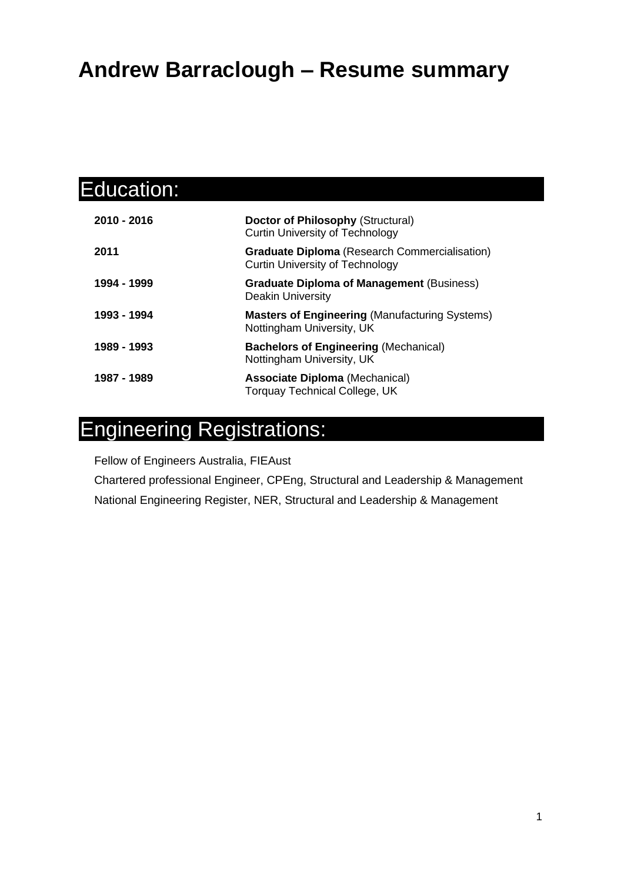# Andrew Barraclough – Resume summary

## Education:

| | |
|---|---|
| **2010 - 2016** | **Doctor of Philosophy** (Structural)<br>Curtin University of Technology |
| **2011** | **Graduate Diploma** (Research Commercialisation)<br>Curtin University of Technology |
| **1994 - 1999** | **Graduate Diploma of Management** (Business)<br>Deakin University |
| **1993 - 1994** | **Masters of Engineering** (Manufacturing Systems)<br>Nottingham University, UK |
| **1989 - 1993** | **Bachelors of Engineering** (Mechanical)<br>Nottingham University, UK |
| **1987 - 1989** | **Associate Diploma** (Mechanical)<br>Torquay Technical College, UK |

## Engineering Registrations:

Fellow of Engineers Australia, FIEAust

Chartered professional Engineer, CPEng, Structural and Leadership & Management

National Engineering Register, NER, Structural and Leadership & Management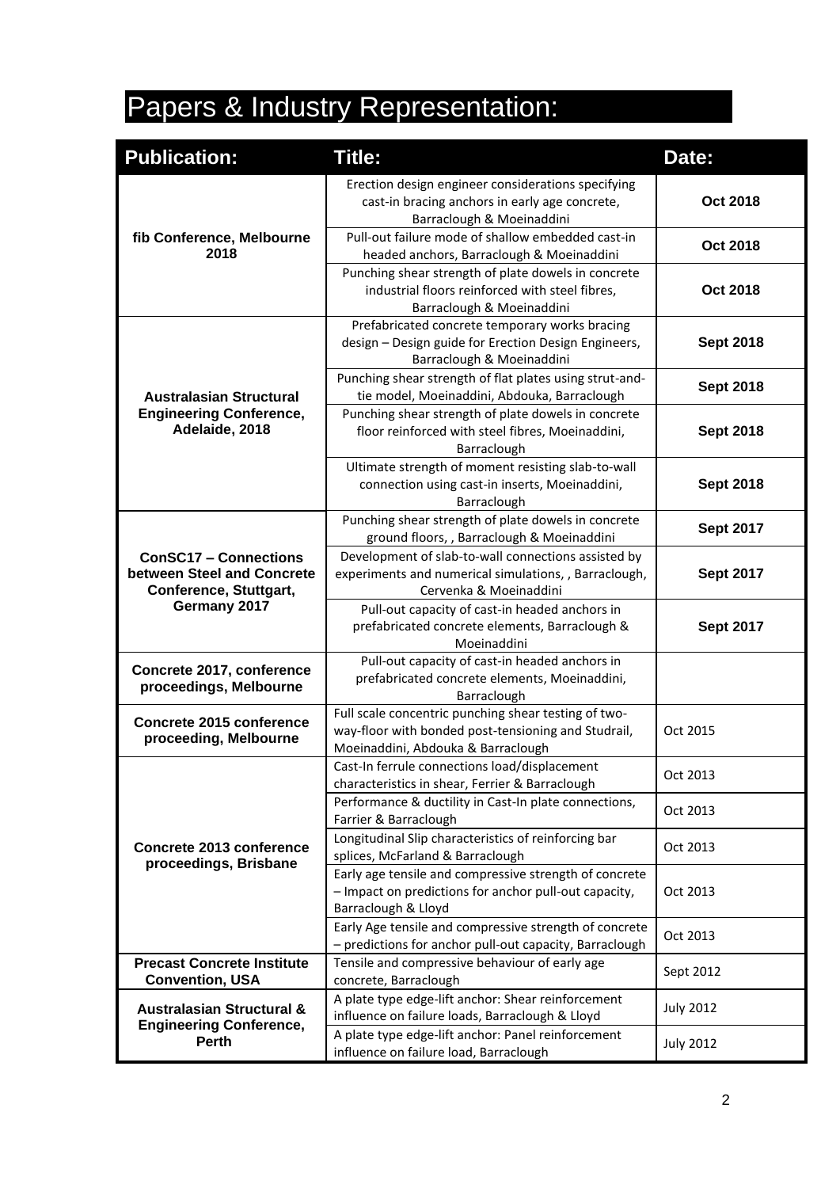# Papers & Industry Representation:

| Publication: | Title: | Date: |
|---|---|---|
| **fib Conference, Melbourne 2018** | Erection design engineer considerations specifying cast-in bracing anchors in early age concrete, Barraclough & Moeinaddini | **Oct 2018** |
| | Pull-out failure mode of shallow embedded cast-in headed anchors, Barraclough & Moeinaddini | **Oct 2018** |
| | Punching shear strength of plate dowels in concrete industrial floors reinforced with steel fibres, Barraclough & Moeinaddini | **Oct 2018** |
| **Australasian Structural Engineering Conference, Adelaide, 2018** | Prefabricated concrete temporary works bracing design – Design guide for Erection Design Engineers, Barraclough & Moeinaddini | **Sept 2018** |
| | Punching shear strength of flat plates using strut-and-tie model, Moeinaddini, Abdouka, Barraclough | **Sept 2018** |
| | Punching shear strength of plate dowels in concrete floor reinforced with steel fibres, Moeinaddini, Barraclough | **Sept 2018** |
| | Ultimate strength of moment resisting slab-to-wall connection using cast-in inserts, Moeinaddini, Barraclough | **Sept 2018** |
| **ConSC17 – Connections between Steel and Concrete Conference, Stuttgart, Germany 2017** | Punching shear strength of plate dowels in concrete ground floors, , Barraclough & Moeinaddini | **Sept 2017** |
| | Development of slab-to-wall connections assisted by experiments and numerical simulations, , Barraclough, Cervenka & Moeinaddini | **Sept 2017** |
| | Pull-out capacity of cast-in headed anchors in prefabricated concrete elements, Barraclough & Moeinaddini | **Sept 2017** |
| **Concrete 2017, conference proceedings, Melbourne** | Pull-out capacity of cast-in headed anchors in prefabricated concrete elements, Moeinaddini, Barraclough | |
| **Concrete 2015 conference proceeding, Melbourne** | Full scale concentric punching shear testing of two-way-floor with bonded post-tensioning and Studrail, Moeinaddini, Abdouka & Barraclough | Oct 2015 |
| **Concrete 2013 conference proceedings, Brisbane** | Cast-In ferrule connections load/displacement characteristics in shear, Ferrier & Barraclough | Oct 2013 |
| | Performance & ductility in Cast-In plate connections, Farrier & Barraclough | Oct 2013 |
| | Longitudinal Slip characteristics of reinforcing bar splices, McFarland & Barraclough | Oct 2013 |
| | Early age tensile and compressive strength of concrete – Impact on predictions for anchor pull-out capacity, Barraclough & Lloyd | Oct 2013 |
| | Early Age tensile and compressive strength of concrete – predictions for anchor pull-out capacity, Barraclough | Oct 2013 |
| **Precast Concrete Institute Convention, USA** | Tensile and compressive behaviour of early age concrete, Barraclough | Sept 2012 |
| **Australasian Structural & Engineering Conference, Perth** | A plate type edge-lift anchor: Shear reinforcement influence on failure loads, Barraclough & Lloyd | July 2012 |
| | A plate type edge-lift anchor: Panel reinforcement influence on failure load, Barraclough | July 2012 |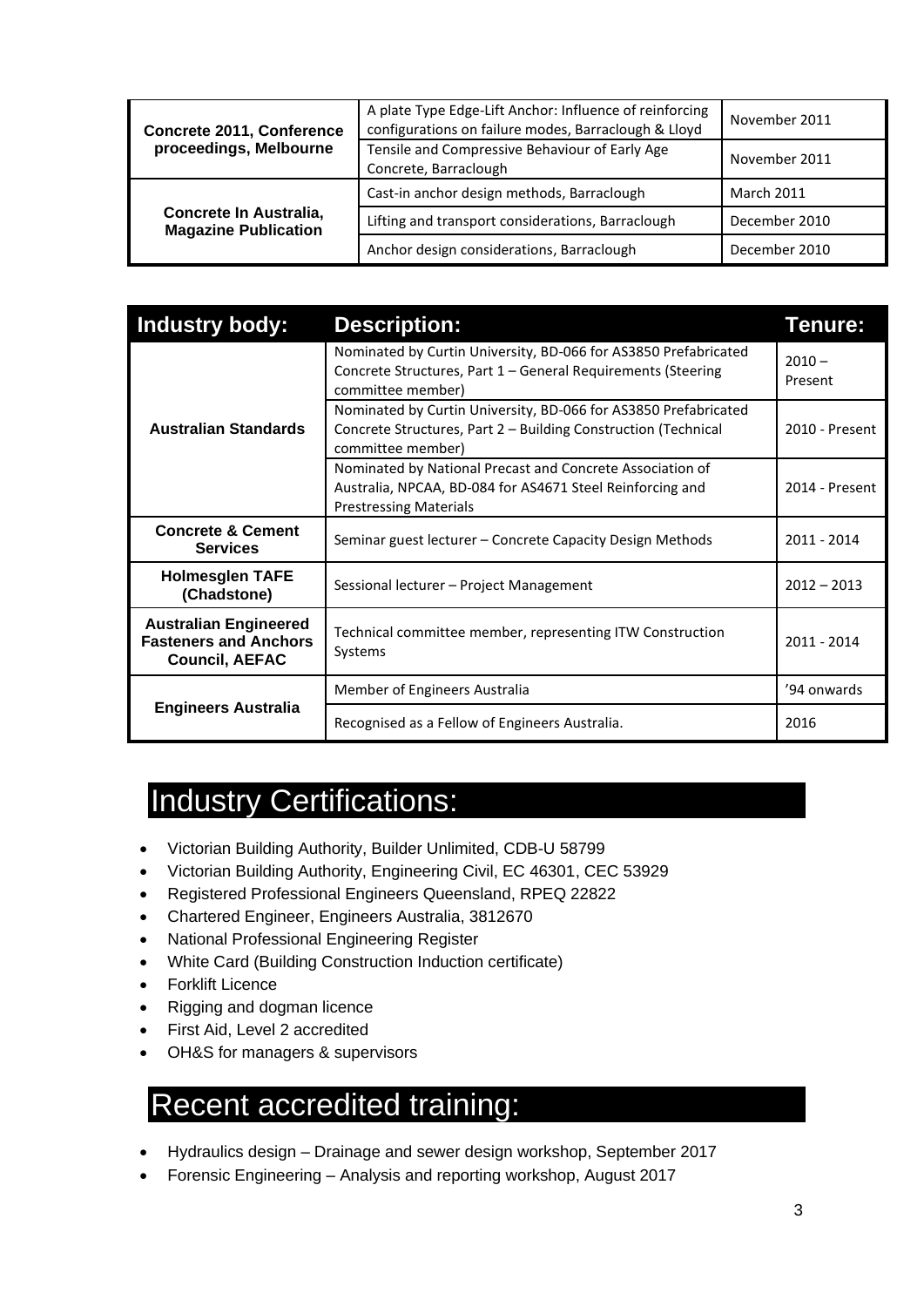| | | |
|---|---|---|
| **Concrete 2011, Conference proceedings, Melbourne** | A plate Type Edge-Lift Anchor: Influence of reinforcing configurations on failure modes, Barraclough & Lloyd | November 2011 |
| | Tensile and Compressive Behaviour of Early Age Concrete, Barraclough | November 2011 |
| **Concrete In Australia, Magazine Publication** | Cast-in anchor design methods, Barraclough | March 2011 |
| | Lifting and transport considerations, Barraclough | December 2010 |
| | Anchor design considerations, Barraclough | December 2010 |

| Industry body: | Description: | Tenure: |
|---|---|---|
| **Australian Standards** | Nominated by Curtin University, BD-066 for AS3850 Prefabricated Concrete Structures, Part 1 – General Requirements (Steering committee member) | 2010 – Present |
| | Nominated by Curtin University, BD-066 for AS3850 Prefabricated Concrete Structures, Part 2 – Building Construction (Technical committee member) | 2010 - Present |
| | Nominated by National Precast and Concrete Association of Australia, NPCAA, BD-084 for AS4671 Steel Reinforcing and Prestressing Materials | 2014 - Present |
| **Concrete & Cement Services** | Seminar guest lecturer – Concrete Capacity Design Methods | 2011 - 2014 |
| **Holmesglen TAFE (Chadstone)** | Sessional lecturer – Project Management | 2012 – 2013 |
| **Australian Engineered Fasteners and Anchors Council, AEFAC** | Technical committee member, representing ITW Construction Systems | 2011 - 2014 |
| **Engineers Australia** | Member of Engineers Australia | '94 onwards |
| | Recognised as a Fellow of Engineers Australia. | 2016 |

# Industry Certifications:

- Victorian Building Authority, Builder Unlimited, CDB-U 58799
- Victorian Building Authority, Engineering Civil, EC 46301, CEC 53929
- Registered Professional Engineers Queensland, RPEQ 22822
- Chartered Engineer, Engineers Australia, 3812670
- National Professional Engineering Register
- White Card (Building Construction Induction certificate)
- Forklift Licence
- Rigging and dogman licence
- First Aid, Level 2 accredited
- OH&S for managers & supervisors

# Recent accredited training:

- Hydraulics design – Drainage and sewer design workshop, September 2017
- Forensic Engineering – Analysis and reporting workshop, August 2017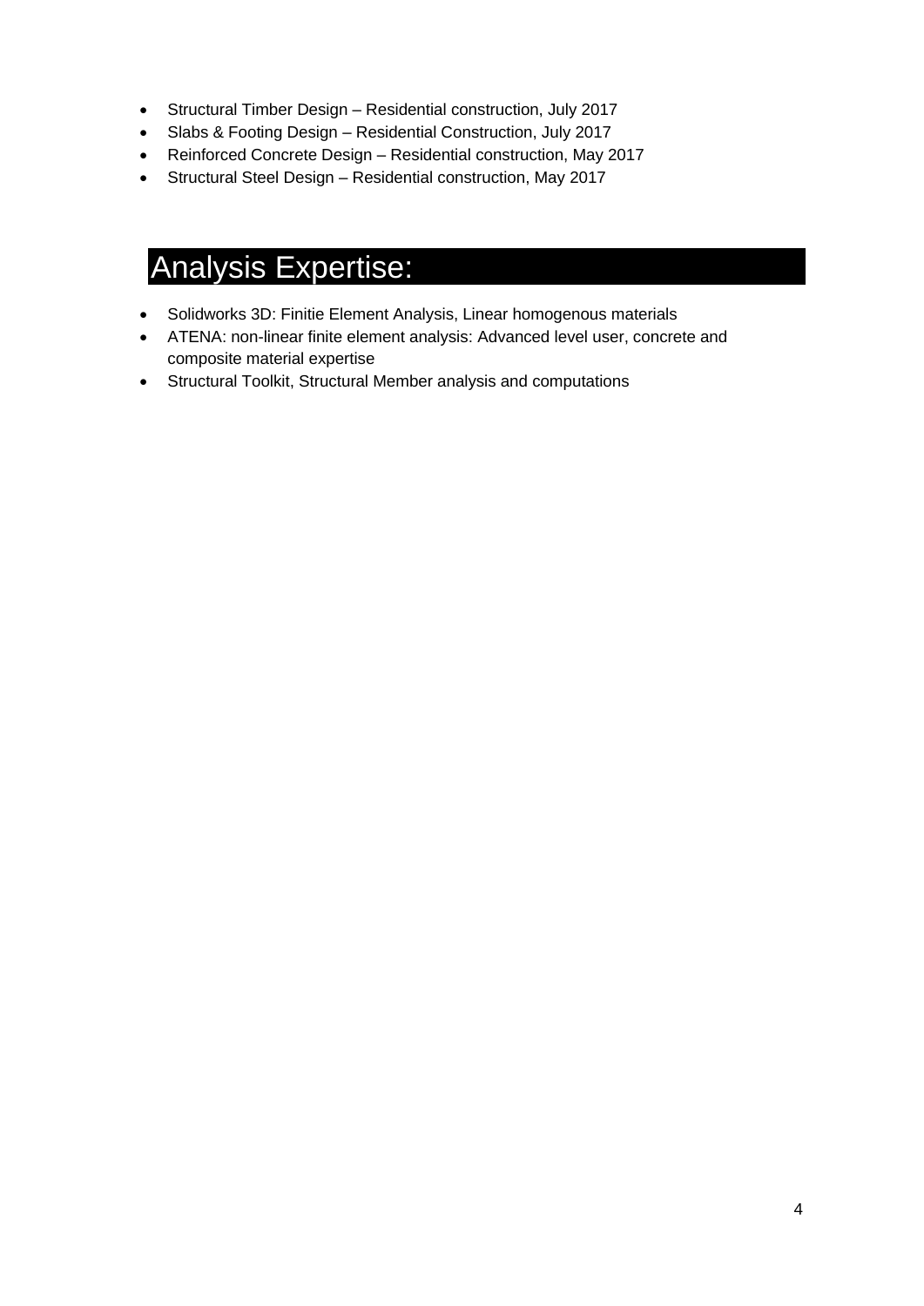- Structural Timber Design – Residential construction, July 2017
- Slabs & Footing Design – Residential Construction, July 2017
- Reinforced Concrete Design – Residential construction, May 2017
- Structural Steel Design – Residential construction, May 2017

## Analysis Expertise:

- Solidworks 3D: Finitie Element Analysis, Linear homogenous materials
- ATENA: non-linear finite element analysis: Advanced level user, concrete and composite material expertise
- Structural Toolkit, Structural Member analysis and computations